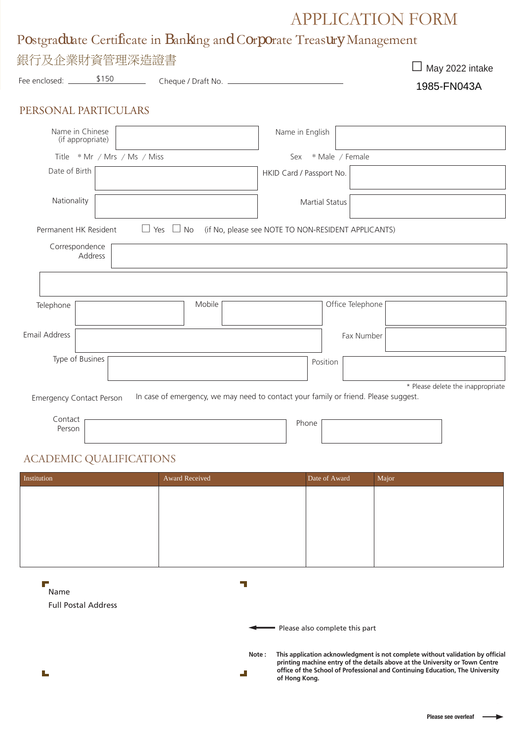# APPLICATION FORM

## Postgraduate Certificate in Banking and Corporate Treasury Management

## 銀行及企業財資管理深造證書

☐ May 2022 intake

1985-FN043A

Fee enclosed: $150 Cheque / Draft No. ________________

## PERSONAL PARTICULARS

Name in Chinese (if appropriate) ________ Name in English ________

Title * Mr / Mrs / Ms / Miss Sex * Male / Female

Date of Birth ________ HKID Card / Passport No. ________

Nationality ________ Martial Status ________

Permanent HK Resident ☐ Yes ☐ No (if No, please see NOTE TO NON-RESIDENT APPLICANTS)

Correspondence Address ________

Telephone ________ Mobile ________ Office Telephone ________

Email Address ________ Fax Number ________

Type of Busines ________ Position ________

\* Please delete the inappropriate

Emergency Contact Person In case of emergency, we may need to contact your family or friend. Please suggest.

Contact Person ________ Phone ________

## ACADEMIC QUALIFICATIONS

| Institution | Award Received | Date of Award | Major |
|---|---|---|---|
| | | | |

Name

Full Postal Address

Please also complete this part

Note : **This application acknowledgment is not complete without validation by official printing machine entry of the details above at the University or Town Centre office of the School of Professional and Continuing Education, The University of Hong Kong.**

**Please see overleaf**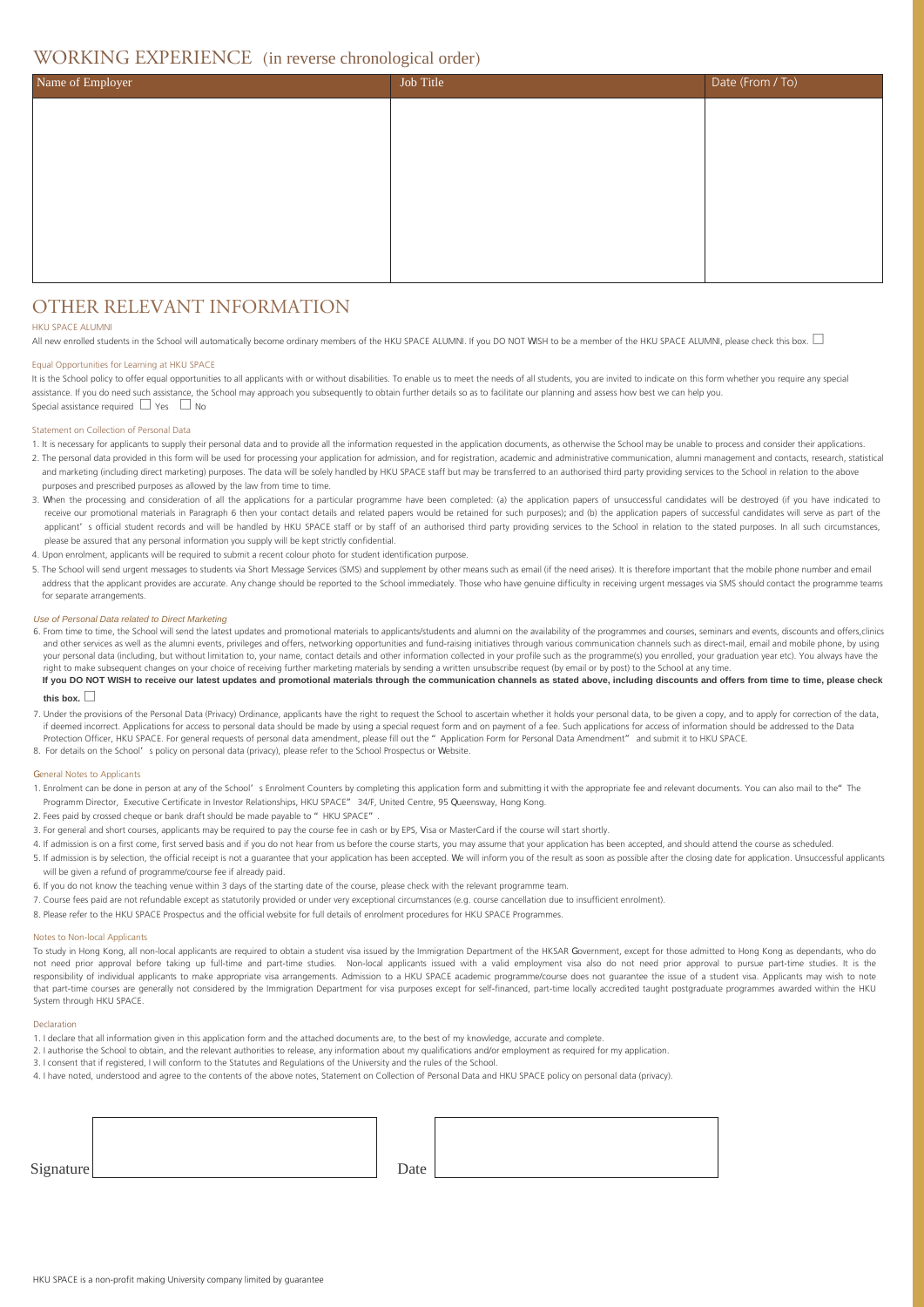## WORKING EXPERIENCE (in reverse chronological order)

| Name of Employer | Job Title | Date (From / To) |
|---|---|---|
| | | |

## OTHER RELEVANT INFORMATION

### HKU SPACE ALUMNI

All new enrolled students in the School will automatically become ordinary members of the HKU SPACE ALUMNI. If you DO NOT WISH to be a member of the HKU SPACE ALUMNI, please check this box. ☐

### Equal Opportunities for Learning at HKU SPACE

It is the School policy to offer equal opportunities to all applicants with or without disabilities. To enable us to meet the needs of all students, you are invited to indicate on this form whether you require any special assistance. If you do need such assistance, the School may approach you subsequently to obtain further details so as to facilitate our planning and assess how best we can help you.

Special assistance required ☐ Yes ☐ No

### Statement on Collection of Personal Data

1. It is necessary for applicants to supply their personal data and to provide all the information requested in the application documents, as otherwise the School may be unable to process and consider their applications.
2. The personal data provided in this form will be used for processing your application for admission, and for registration, academic and administrative communication, alumni management and contacts, research, statistical and marketing (including direct marketing) purposes. The data will be solely handled by HKU SPACE staff but may be transferred to an authorised third party providing services to the School in relation to the above purposes and prescribed purposes as allowed by the law from time to time.
3. When the processing and consideration of all the applications for a particular programme have been completed: (a) the application papers of unsuccessful candidates will be destroyed (if you have indicated to receive our promotional materials in Paragraph 6 then your contact details and related papers would be retained for such purposes); and (b) the application papers of successful candidates will serve as part of the applicant's official student records and will be handled by HKU SPACE staff or by staff of an authorised third party providing services to the School in relation to the stated purposes. In all such circumstances, please be assured that any personal information you supply will be kept strictly confidential.
4. Upon enrolment, applicants will be required to submit a recent colour photo for student identification purpose.
5. The School will send urgent messages to students via Short Message Services (SMS) and supplement by other means such as email (if the need arises). It is therefore important that the mobile phone number and email address that the applicant provides are accurate. Any change should be reported to the School immediately. Those who have genuine difficulty in receiving urgent messages via SMS should contact the programme teams for separate arrangements.

*Use of Personal Data related to Direct Marketing*

6. From time to time, the School will send the latest updates and promotional materials to applicants/students and alumni on the availability of the programmes and courses, seminars and events, discounts and offers,clinics and other services as well as the alumni events, privileges and offers, networking opportunities and fund-raising initiatives through various communication channels such as direct-mail, email and mobile phone, by using your personal data (including, but without limitation to, your name, contact details and other information collected in your profile such as the programme(s) you enrolled, your graduation year etc). You always have the right to make subsequent changes on your choice of receiving further marketing materials by sending a written unsubscribe request (by email or by post) to the School at any time.
   **If you DO NOT WISH to receive our latest updates and promotional materials through the communication channels as stated above, including discounts and offers from time to time, please check this box.** ☐
7. Under the provisions of the Personal Data (Privacy) Ordinance, applicants have the right to request the School to ascertain whether it holds your personal data, to be given a copy, and to apply for correction of the data, if deemed incorrect. Applications for access to personal data should be made by using a special request form and on payment of a fee. Such applications for access of information should be addressed to the Data Protection Officer, HKU SPACE. For general requests of personal data amendment, please fill out the "Application Form for Personal Data Amendment" and submit it to HKU SPACE.
8. For details on the School's policy on personal data (privacy), please refer to the School Prospectus or Website.

### General Notes to Applicants

1. Enrolment can be done in person at any of the School's Enrolment Counters by completing this application form and submitting it with the appropriate fee and relevant documents. You can also mail to the "The Programm Director, Executive Certificate in Investor Relationships, HKU SPACE" 34/F, United Centre, 95 Queensway, Hong Kong.
2. Fees paid by crossed cheque or bank draft should be made payable to "HKU SPACE".
3. For general and short courses, applicants may be required to pay the course fee in cash or by EPS, Visa or MasterCard if the course will start shortly.
4. If admission is on a first come, first served basis and if you do not hear from us before the course starts, you may assume that your application has been accepted, and should attend the course as scheduled.
5. If admission is by selection, the official receipt is not a guarantee that your application has been accepted. We will inform you of the result as soon as possible after the closing date for application. Unsuccessful applicants will be given a refund of programme/course fee if already paid.
6. If you do not know the teaching venue within 3 days of the starting date of the course, please check with the relevant programme team.
7. Course fees paid are not refundable except as statutorily provided or under very exceptional circumstances (e.g. course cancellation due to insufficient enrolment).
8. Please refer to the HKU SPACE Prospectus and the official website for full details of enrolment procedures for HKU SPACE Programmes.

### Notes to Non-local Applicants

To study in Hong Kong, all non-local applicants are required to obtain a student visa issued by the Immigration Department of the HKSAR Government, except for those admitted to Hong Kong as dependants, who do not need prior approval before taking up full-time and part-time studies. Non-local applicants issued with a valid employment visa also do not need prior approval to pursue part-time studies. It is the responsibility of individual applicants to make appropriate visa arrangements. Admission to a HKU SPACE academic programme/course does not guarantee the issue of a student visa. Applicants may wish to note that part-time courses are generally not considered by the Immigration Department for visa purposes except for self-financed, part-time locally accredited taught postgraduate programmes awarded within the HKU System through HKU SPACE.

### Declaration

1. I declare that all information given in this application form and the attached documents are, to the best of my knowledge, accurate and complete.
2. I authorise the School to obtain, and the relevant authorities to release, any information about my qualifications and/or employment as required for my application.
3. I consent that if registered, I will conform to the Statutes and Regulations of the University and the rules of the School.
4. I have noted, understood and agree to the contents of the above notes, Statement on Collection of Personal Data and HKU SPACE policy on personal data (privacy).

Signature ____________________ Date ____________________

HKU SPACE is a non-profit making University company limited by guarantee